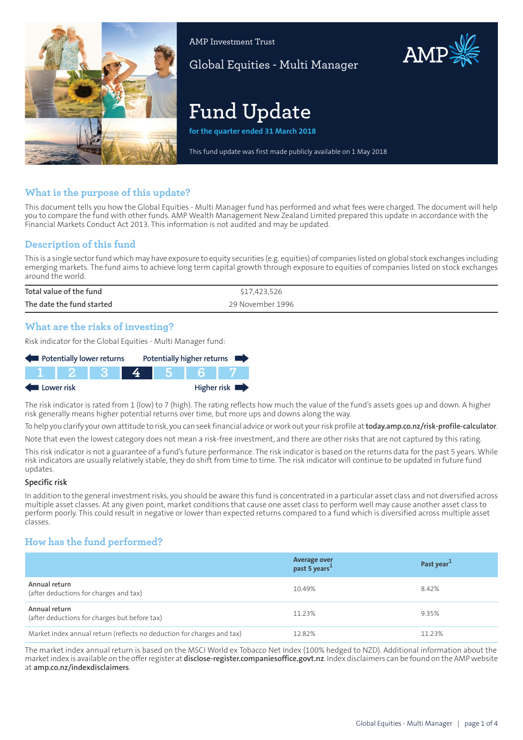AMP Investment Trust

Global Equities - Multi Manager

# Fund Update

**for the quarter ended 31 March 2018**

This fund update was first made publicly available on 1 May 2018

## What is the purpose of this update?

This document tells you how the Global Equities - Multi Manager fund has performed and what fees were charged. The document will help you to compare the fund with other funds. AMP Wealth Management New Zealand Limited prepared this update in accordance with the Financial Markets Conduct Act 2013. This information is not audited and may be updated.

## Description of this fund

This is a single sector fund which may have exposure to equity securities (e.g. equities) of companies listed on global stock exchanges including emerging markets. The fund aims to achieve long term capital growth through exposure to equities of companies listed on stock exchanges around the world.

| | |
|---|---|
| Total value of the fund | $17,423,526 |
| The date the fund started | 29 November 1996 |

## What are the risks of investing?

Risk indicator for the Global Equities - Multi Manager fund:

Potentially lower returns — Potentially higher returns

| 1 | 2 | 3 | **4** | 5 | 6 | 7 |
|---|---|---|---|---|---|---|

Lower risk — Higher risk

The risk indicator is rated from 1 (low) to 7 (high). The rating reflects how much the value of the fund's assets goes up and down. A higher risk generally means higher potential returns over time, but more ups and downs along the way.

To help you clarify your own attitude to risk, you can seek financial advice or work out your risk profile at **today.amp.co.nz/risk-profile-calculator**.

Note that even the lowest category does not mean a risk-free investment, and there are other risks that are not captured by this rating.

This risk indicator is not a guarantee of a fund's future performance. The risk indicator is based on the returns data for the past 5 years. While risk indicators are usually relatively stable, they do shift from time to time. The risk indicator will continue to be updated in future fund updates.

### Specific risk

In addition to the general investment risks, you should be aware this fund is concentrated in a particular asset class and not diversified across multiple asset classes. At any given point, market conditions that cause one asset class to perform well may cause another asset class to perform poorly. This could result in negative or lower than expected returns compared to a fund which is diversified across multiple asset classes.

## How has the fund performed?

| | Average over past 5 years[1] | Past year[1] |
|---|---|---|
| **Annual return** (after deductions for charges and tax) | 10.49% | 8.42% |
| **Annual return** (after deductions for charges but before tax) | 11.23% | 9.35% |
| Market index annual return (reflects no deduction for charges and tax) | 12.82% | 11.23% |

The market index annual return is based on the MSCI World ex Tobacco Net Index (100% hedged to NZD). Additional information about the market index is available on the offer register at **disclose-register.companiesoffice.govt.nz**. Index disclaimers can be found on the AMP website at **amp.co.nz/indexdisclaimers**.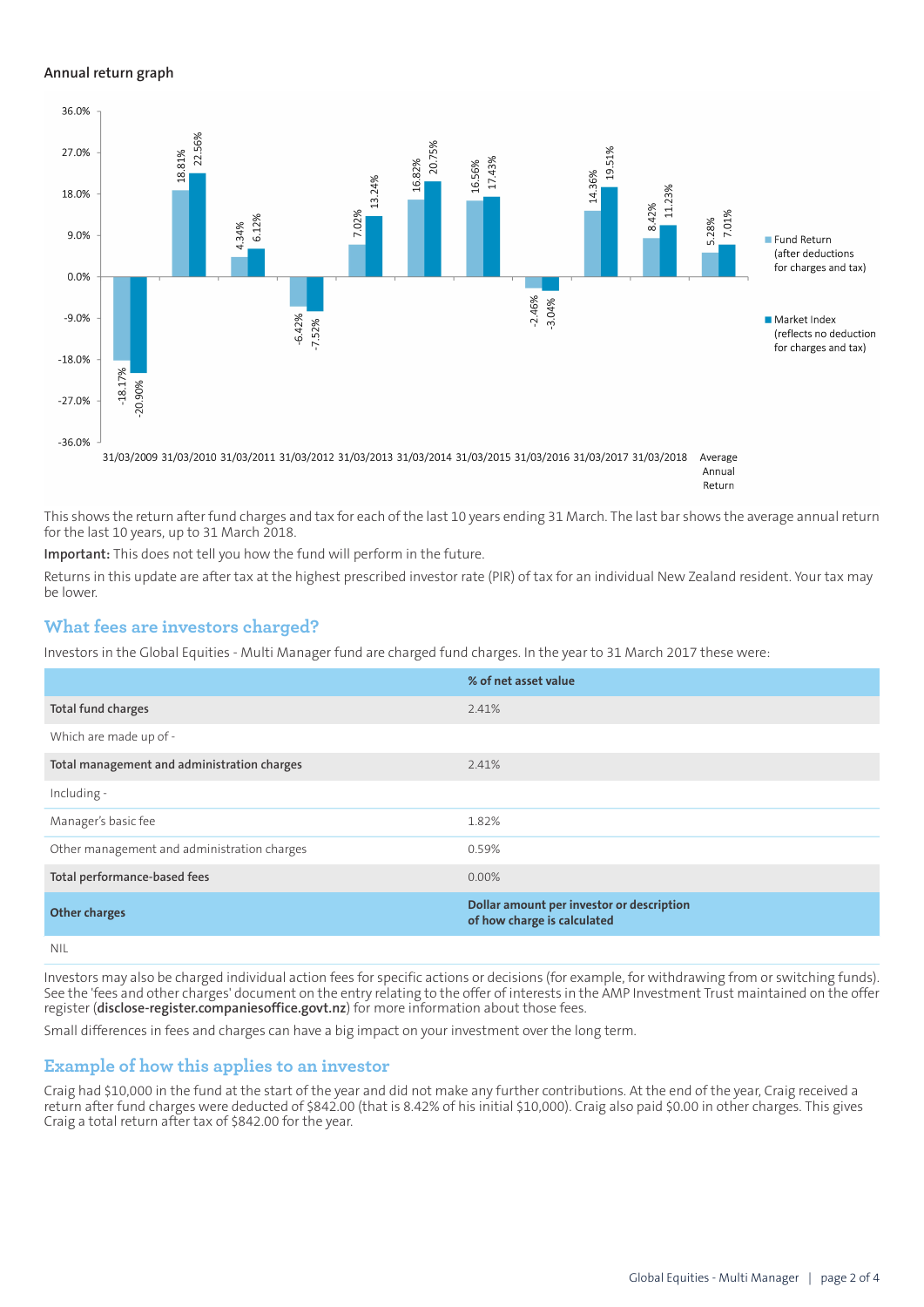### Annual return graph

| Year | Fund Return (after deductions for charges and tax) | Market Index (reflects no deduction for charges and tax) |
|---|---|---|
| 31/03/2009 | -18.17% | -20.90% |
| 31/03/2010 | 18.81% | 22.56% |
| 31/03/2011 | 4.34% | 6.12% |
| 31/03/2012 | -6.42% | -7.52% |
| 31/03/2013 | 7.02% | 13.24% |
| 31/03/2014 | 16.82% | 20.75% |
| 31/03/2015 | 16.56% | 17.43% |
| 31/03/2016 | -2.46% | -3.04% |
| 31/03/2017 | 14.36% | 19.51% |
| 31/03/2018 | 8.42% | 11.23% |
| Average Annual Return | 5.28% | 7.01% |

This shows the return after fund charges and tax for each of the last 10 years ending 31 March. The last bar shows the average annual return for the last 10 years, up to 31 March 2018.

**Important:** This does not tell you how the fund will perform in the future.

Returns in this update are after tax at the highest prescribed investor rate (PIR) of tax for an individual New Zealand resident. Your tax may be lower.

## What fees are investors charged?

Investors in the Global Equities - Multi Manager fund are charged fund charges. In the year to 31 March 2017 these were:

| | % of net asset value |
|---|---|
| **Total fund charges** | 2.41% |
| Which are made up of - | |
| **Total management and administration charges** | 2.41% |
| Including - | |
| Manager's basic fee | 1.82% |
| Other management and administration charges | 0.59% |
| **Total performance-based fees** | 0.00% |
| **Other charges** | **Dollar amount per investor or description of how charge is calculated** |
| NIL | |

Investors may also be charged individual action fees for specific actions or decisions (for example, for withdrawing from or switching funds). See the 'fees and other charges' document on the entry relating to the offer of interests in the AMP Investment Trust maintained on the offer register (**disclose-register.companiesoffice.govt.nz**) for more information about those fees.

Small differences in fees and charges can have a big impact on your investment over the long term.

## Example of how this applies to an investor

Craig had $10,000 in the fund at the start of the year and did not make any further contributions. At the end of the year, Craig received a return after fund charges were deducted of $842.00 (that is 8.42% of his initial $10,000). Craig also paid $0.00 in other charges. This gives Craig a total return after tax of $842.00 for the year.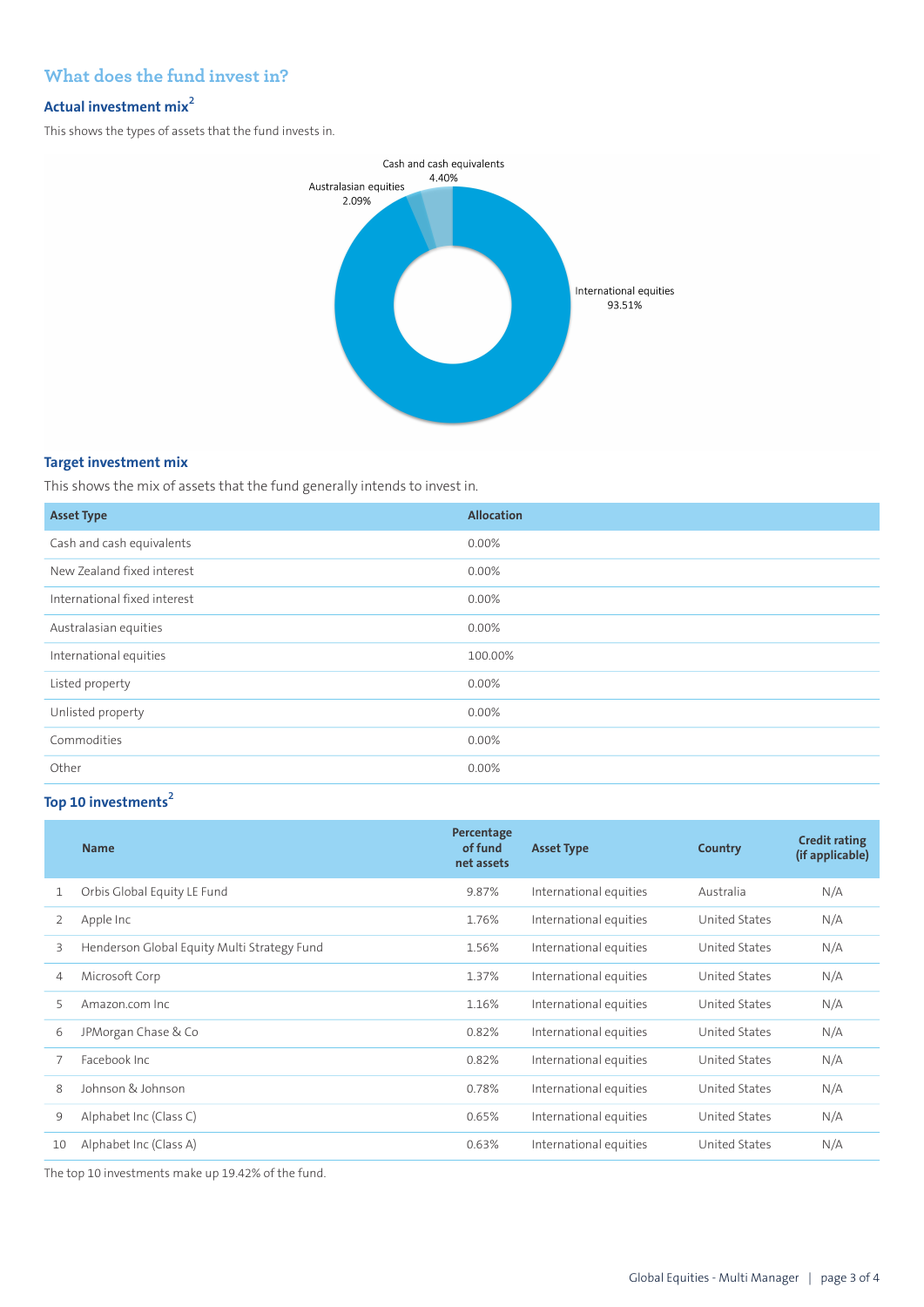## What does the fund invest in?

### Actual investment mix[2]

This shows the types of assets that the fund invests in.

Cash and cash equivalents 4.40%

Australasian equities 2.09%

International equities 93.51%

### Target investment mix

This shows the mix of assets that the fund generally intends to invest in.

| Asset Type | Allocation |
|---|---|
| Cash and cash equivalents | 0.00% |
| New Zealand fixed interest | 0.00% |
| International fixed interest | 0.00% |
| Australasian equities | 0.00% |
| International equities | 100.00% |
| Listed property | 0.00% |
| Unlisted property | 0.00% |
| Commodities | 0.00% |
| Other | 0.00% |

### Top 10 investments[2]

| | Name | Percentage of fund net assets | Asset Type | Country | Credit rating (if applicable) |
|---|---|---|---|---|---|
| 1 | Orbis Global Equity LE Fund | 9.87% | International equities | Australia | N/A |
| 2 | Apple Inc | 1.76% | International equities | United States | N/A |
| 3 | Henderson Global Equity Multi Strategy Fund | 1.56% | International equities | United States | N/A |
| 4 | Microsoft Corp | 1.37% | International equities | United States | N/A |
| 5 | Amazon.com Inc | 1.16% | International equities | United States | N/A |
| 6 | JPMorgan Chase & Co | 0.82% | International equities | United States | N/A |
| 7 | Facebook Inc | 0.82% | International equities | United States | N/A |
| 8 | Johnson & Johnson | 0.78% | International equities | United States | N/A |
| 9 | Alphabet Inc (Class C) | 0.65% | International equities | United States | N/A |
| 10 | Alphabet Inc (Class A) | 0.63% | International equities | United States | N/A |

The top 10 investments make up 19.42% of the fund.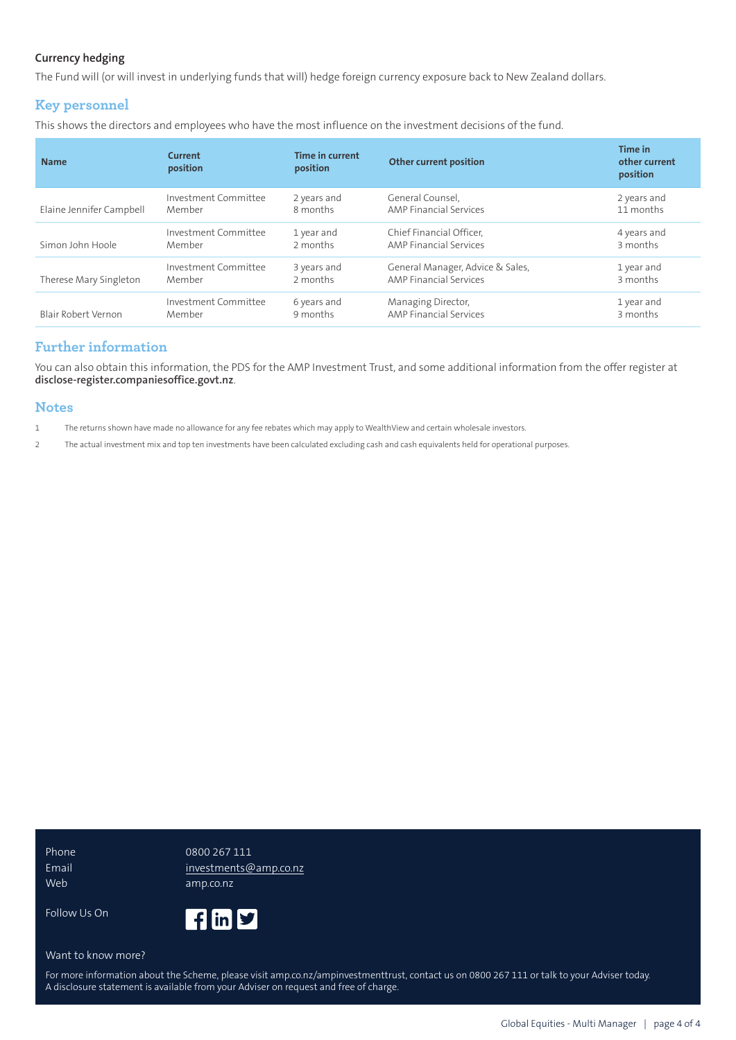### Currency hedging

The Fund will (or will invest in underlying funds that will) hedge foreign currency exposure back to New Zealand dollars.

## Key personnel

This shows the directors and employees who have the most influence on the investment decisions of the fund.

| Name | Current position | Time in current position | Other current position | Time in other current position |
|---|---|---|---|---|
| Elaine Jennifer Campbell | Investment Committee Member | 2 years and 8 months | General Counsel, AMP Financial Services | 2 years and 11 months |
| Simon John Hoole | Investment Committee Member | 1 year and 2 months | Chief Financial Officer, AMP Financial Services | 4 years and 3 months |
| Therese Mary Singleton | Investment Committee Member | 3 years and 2 months | General Manager, Advice & Sales, AMP Financial Services | 1 year and 3 months |
| Blair Robert Vernon | Investment Committee Member | 6 years and 9 months | Managing Director, AMP Financial Services | 1 year and 3 months |

## Further information

You can also obtain this information, the PDS for the AMP Investment Trust, and some additional information from the offer register at **disclose-register.companiesoffice.govt.nz**.

## Notes

1 The returns shown have made no allowance for any fee rebates which may apply to WealthView and certain wholesale investors.

2 The actual investment mix and top ten investments have been calculated excluding cash and cash equivalents held for operational purposes.

Phone 0800 267 111
Email investments@amp.co.nz
Web amp.co.nz

Follow Us On

Want to know more?

For more information about the Scheme, please visit amp.co.nz/ampinvestmenttrust, contact us on 0800 267 111 or talk to your Adviser today. A disclosure statement is available from your Adviser on request and free of charge.